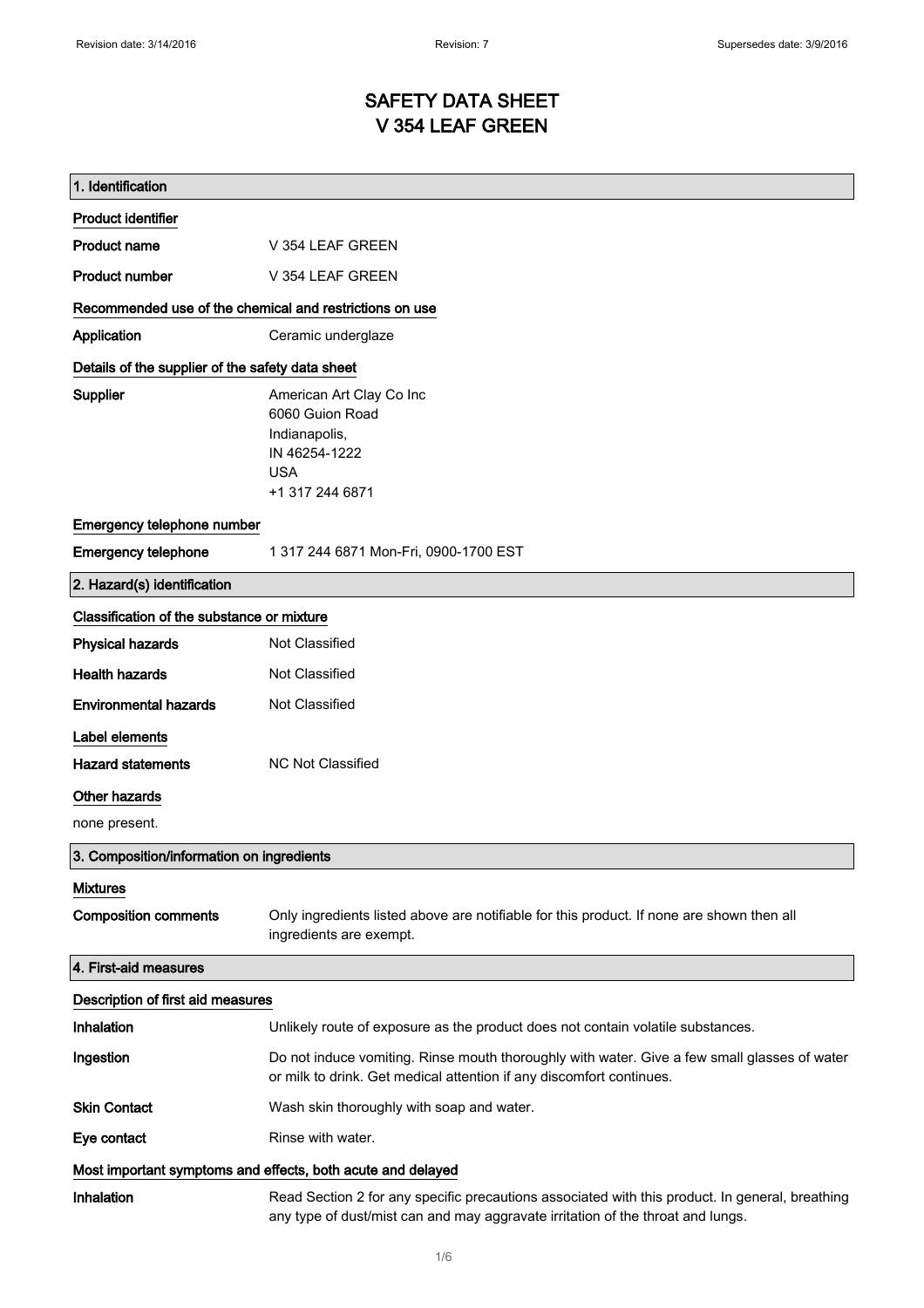# SAFETY DATA SHEET
# V 354 LEAF GREEN

## 1. Identification

### Product identifier

**Product name** V 354 LEAF GREEN

**Product number** V 354 LEAF GREEN

### Recommended use of the chemical and restrictions on use

**Application** Ceramic underglaze

### Details of the supplier of the safety data sheet

**Supplier** American Art Clay Co Inc
6060 Guion Road
Indianapolis,
IN 46254-1222
USA
+1 317 244 6871

### Emergency telephone number

**Emergency telephone** 1 317 244 6871 Mon-Fri, 0900-1700 EST

## 2. Hazard(s) identification

### Classification of the substance or mixture

**Physical hazards** Not Classified

**Health hazards** Not Classified

**Environmental hazards** Not Classified

### Label elements

**Hazard statements** NC Not Classified

### Other hazards

none present.

## 3. Composition/information on ingredients

### Mixtures

**Composition comments** Only ingredients listed above are notifiable for this product. If none are shown then all ingredients are exempt.

## 4. First-aid measures

### Description of first aid measures

**Inhalation** Unlikely route of exposure as the product does not contain volatile substances.

**Ingestion** Do not induce vomiting. Rinse mouth thoroughly with water. Give a few small glasses of water or milk to drink. Get medical attention if any discomfort continues.

**Skin Contact** Wash skin thoroughly with soap and water.

**Eye contact** Rinse with water.

### Most important symptoms and effects, both acute and delayed

**Inhalation** Read Section 2 for any specific precautions associated with this product. In general, breathing any type of dust/mist can and may aggravate irritation of the throat and lungs.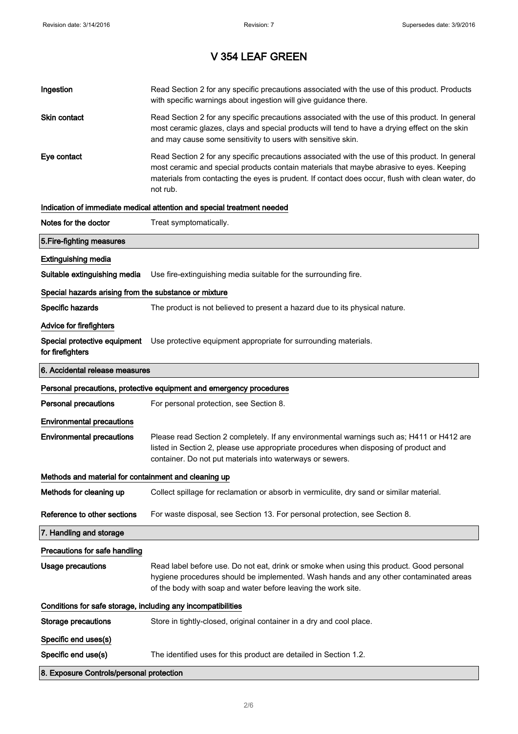# V 354 LEAF GREEN

| | |
|---|---|
| **Ingestion** | Read Section 2 for any specific precautions associated with the use of this product. Products with specific warnings about ingestion will give guidance there. |
| **Skin contact** | Read Section 2 for any specific precautions associated with the use of this product. In general most ceramic glazes, clays and special products will tend to have a drying effect on the skin and may cause some sensitivity to users with sensitive skin. |
| **Eye contact** | Read Section 2 for any specific precautions associated with the use of this product. In general most ceramic and special products contain materials that maybe abrasive to eyes. Keeping materials from contacting the eyes is prudent. If contact does occur, flush with clean water, do not rub. |

**Indication of immediate medical attention and special treatment needed**

| | |
|---|---|
| **Notes for the doctor** | Treat symptomatically. |

## 5.Fire-fighting measures

**Extinguishing media**

| | |
|---|---|
| **Suitable extinguishing media** | Use fire-extinguishing media suitable for the surrounding fire. |

**Special hazards arising from the substance or mixture**

| | |
|---|---|
| **Specific hazards** | The product is not believed to present a hazard due to its physical nature. |

**Advice for firefighters**

| | |
|---|---|
| **Special protective equipment for firefighters** | Use protective equipment appropriate for surrounding materials. |

## 6. Accidental release measures

**Personal precautions, protective equipment and emergency procedures**

| | |
|---|---|
| **Personal precautions** | For personal protection, see Section 8. |

**Environmental precautions**

| | |
|---|---|
| **Environmental precautions** | Please read Section 2 completely. If any environmental warnings such as; H411 or H412 are listed in Section 2, please use appropriate procedures when disposing of product and container. Do not put materials into waterways or sewers. |

**Methods and material for containment and cleaning up**

| | |
|---|---|
| **Methods for cleaning up** | Collect spillage for reclamation or absorb in vermiculite, dry sand or similar material. |
| **Reference to other sections** | For waste disposal, see Section 13. For personal protection, see Section 8. |

## 7. Handling and storage

**Precautions for safe handling**

| | |
|---|---|
| **Usage precautions** | Read label before use. Do not eat, drink or smoke when using this product. Good personal hygiene procedures should be implemented. Wash hands and any other contaminated areas of the body with soap and water before leaving the work site. |

**Conditions for safe storage, including any incompatibilities**

| | |
|---|---|
| **Storage precautions** | Store in tightly-closed, original container in a dry and cool place. |

**Specific end uses(s)**

| | |
|---|---|
| **Specific end use(s)** | The identified uses for this product are detailed in Section 1.2. |

## 8. Exposure Controls/personal protection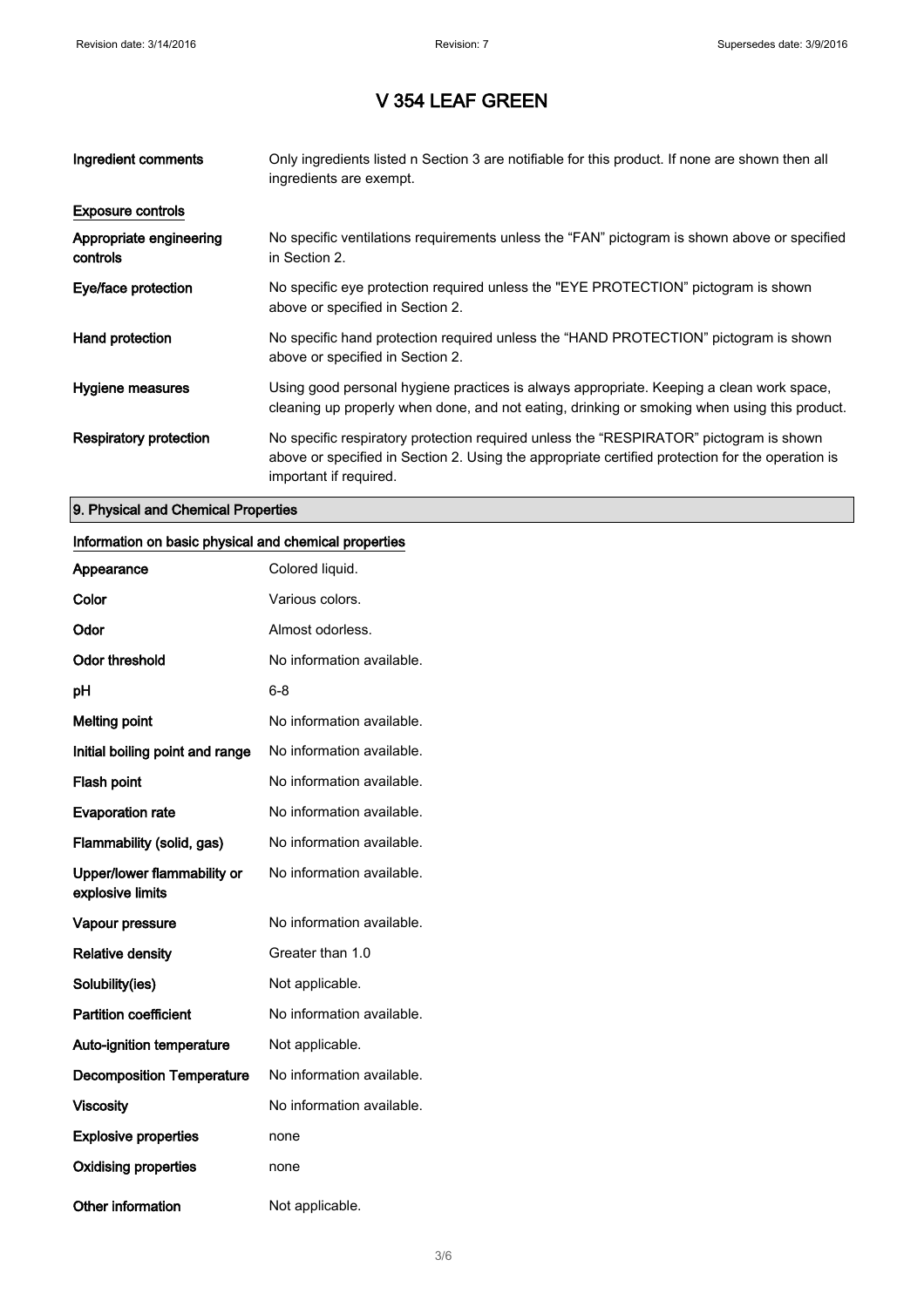# V 354 LEAF GREEN

| | |
|---|---|
| **Ingredient comments** | Only ingredients listed n Section 3 are notifiable for this product. If none are shown then all ingredients are exempt. |

**Exposure controls**

| | |
|---|---|
| **Appropriate engineering controls** | No specific ventilations requirements unless the “FAN” pictogram is shown above or specified in Section 2. |
| **Eye/face protection** | No specific eye protection required unless the "EYE PROTECTION" pictogram is shown above or specified in Section 2. |
| **Hand protection** | No specific hand protection required unless the “HAND PROTECTION” pictogram is shown above or specified in Section 2. |
| **Hygiene measures** | Using good personal hygiene practices is always appropriate. Keeping a clean work space, cleaning up properly when done, and not eating, drinking or smoking when using this product. |
| **Respiratory protection** | No specific respiratory protection required unless the “RESPIRATOR” pictogram is shown above or specified in Section 2. Using the appropriate certified protection for the operation is important if required. |

## 9. Physical and Chemical Properties

**Information on basic physical and chemical properties**

| | |
|---|---|
| **Appearance** | Colored liquid. |
| **Color** | Various colors. |
| **Odor** | Almost odorless. |
| **Odor threshold** | No information available. |
| **pH** | 6-8 |
| **Melting point** | No information available. |
| **Initial boiling point and range** | No information available. |
| **Flash point** | No information available. |
| **Evaporation rate** | No information available. |
| **Flammability (solid, gas)** | No information available. |
| **Upper/lower flammability or explosive limits** | No information available. |
| **Vapour pressure** | No information available. |
| **Relative density** | Greater than 1.0 |
| **Solubility(ies)** | Not applicable. |
| **Partition coefficient** | No information available. |
| **Auto-ignition temperature** | Not applicable. |
| **Decomposition Temperature** | No information available. |
| **Viscosity** | No information available. |
| **Explosive properties** | none |
| **Oxidising properties** | none |
| **Other information** | Not applicable. |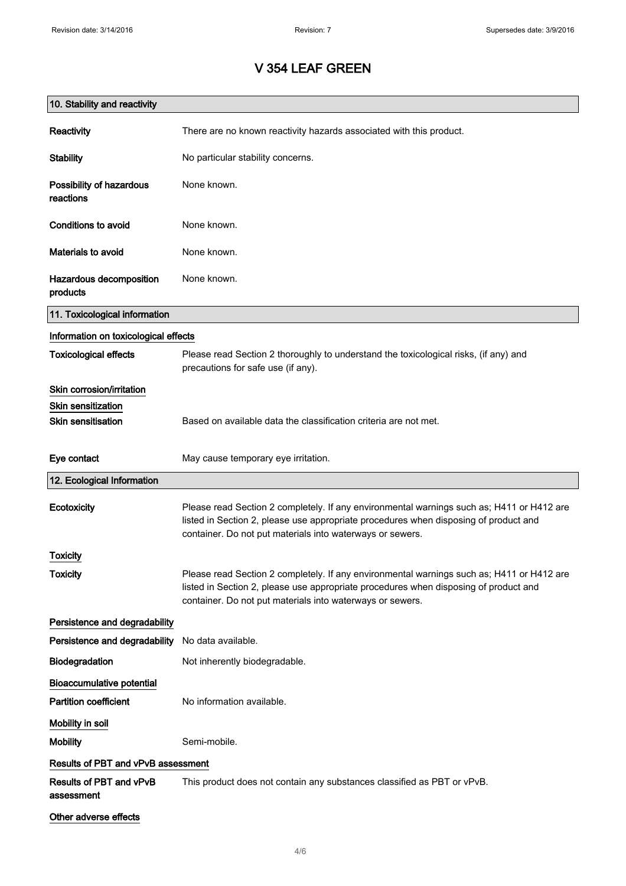# V 354 LEAF GREEN

## 10. Stability and reactivity

| | |
|---|---|
| **Reactivity** | There are no known reactivity hazards associated with this product. |
| **Stability** | No particular stability concerns. |
| **Possibility of hazardous reactions** | None known. |
| **Conditions to avoid** | None known. |
| **Materials to avoid** | None known. |
| **Hazardous decomposition products** | None known. |

## 11. Toxicological information

### Information on toxicological effects

| | |
|---|---|
| **Toxicological effects** | Please read Section 2 thoroughly to understand the toxicological risks, (if any) and precautions for safe use (if any). |

### Skin corrosion/irritation

### Skin sensitization

| | |
|---|---|
| **Skin sensitisation** | Based on available data the classification criteria are not met. |
| **Eye contact** | May cause temporary eye irritation. |

## 12. Ecological Information

| | |
|---|---|
| **Ecotoxicity** | Please read Section 2 completely. If any environmental warnings such as; H411 or H412 are listed in Section 2, please use appropriate procedures when disposing of product and container. Do not put materials into waterways or sewers. |

### Toxicity

| | |
|---|---|
| **Toxicity** | Please read Section 2 completely. If any environmental warnings such as; H411 or H412 are listed in Section 2, please use appropriate procedures when disposing of product and container. Do not put materials into waterways or sewers. |

### Persistence and degradability

| | |
|---|---|
| **Persistence and degradability** | No data available. |
| **Biodegradation** | Not inherently biodegradable. |

### Bioaccumulative potential

| | |
|---|---|
| **Partition coefficient** | No information available. |

### Mobility in soil

| | |
|---|---|
| **Mobility** | Semi-mobile. |

### Results of PBT and vPvB assessment

| | |
|---|---|
| **Results of PBT and vPvB assessment** | This product does not contain any substances classified as PBT or vPvB. |

### Other adverse effects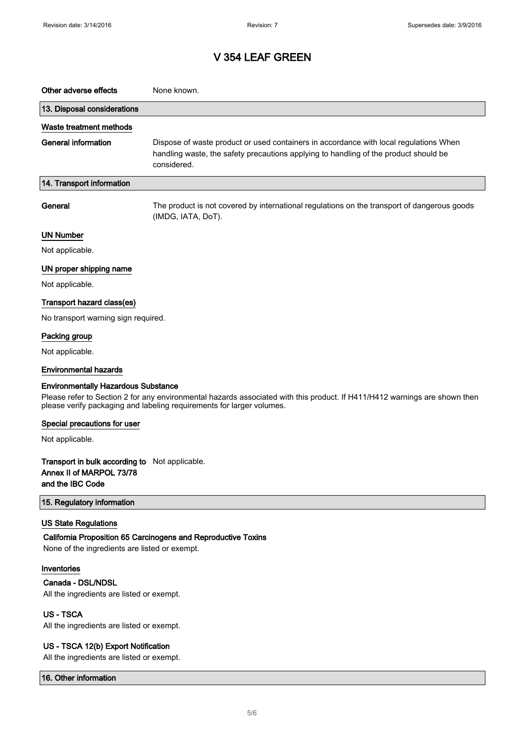# V 354 LEAF GREEN

**Other adverse effects** None known.

## 13. Disposal considerations

### Waste treatment methods

**General information** Dispose of waste product or used containers in accordance with local regulations When handling waste, the safety precautions applying to handling of the product should be considered.

## 14. Transport information

**General** The product is not covered by international regulations on the transport of dangerous goods (IMDG, IATA, DoT).

### UN Number

Not applicable.

### UN proper shipping name

Not applicable.

### Transport hazard class(es)

No transport warning sign required.

### Packing group

Not applicable.

### Environmental hazards

**Environmentally Hazardous Substance**

Please refer to Section 2 for any environmental hazards associated with this product. If H411/H412 warnings are shown then please verify packaging and labeling requirements for larger volumes.

### Special precautions for user

Not applicable.

**Transport in bulk according to Annex II of MARPOL 73/78 and the IBC Code** Not applicable.

## 15. Regulatory information

### US State Regulations

**California Proposition 65 Carcinogens and Reproductive Toxins**

None of the ingredients are listed or exempt.

### Inventories

**Canada - DSL/NDSL**

All the ingredients are listed or exempt.

**US - TSCA**

All the ingredients are listed or exempt.

**US - TSCA 12(b) Export Notification**

All the ingredients are listed or exempt.

## 16. Other information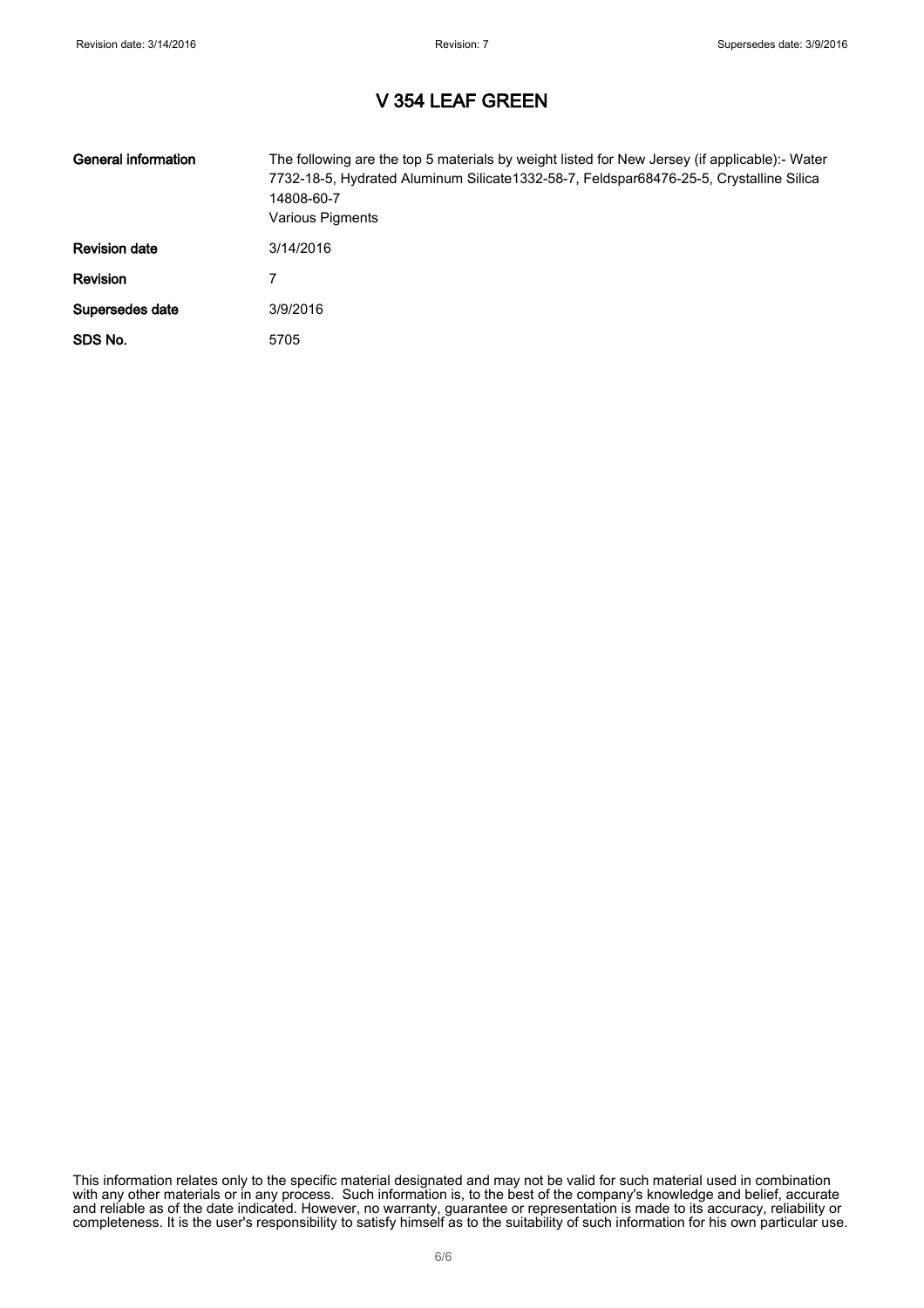# V 354 LEAF GREEN

| | |
|---|---|
| **General information** | The following are the top 5 materials by weight listed for New Jersey (if applicable):- Water 7732-18-5, Hydrated Aluminum Silicate1332-58-7, Feldspar68476-25-5, Crystalline Silica 14808-60-7<br>Various Pigments |
| **Revision date** | 3/14/2016 |
| **Revision** | 7 |
| **Supersedes date** | 3/9/2016 |
| **SDS No.** | 5705 |

This information relates only to the specific material designated and may not be valid for such material used in combination with any other materials or in any process. Such information is, to the best of the company's knowledge and belief, accurate and reliable as of the date indicated. However, no warranty, guarantee or representation is made to its accuracy, reliability or completeness. It is the user's responsibility to satisfy himself as to the suitability of such information for his own particular use.